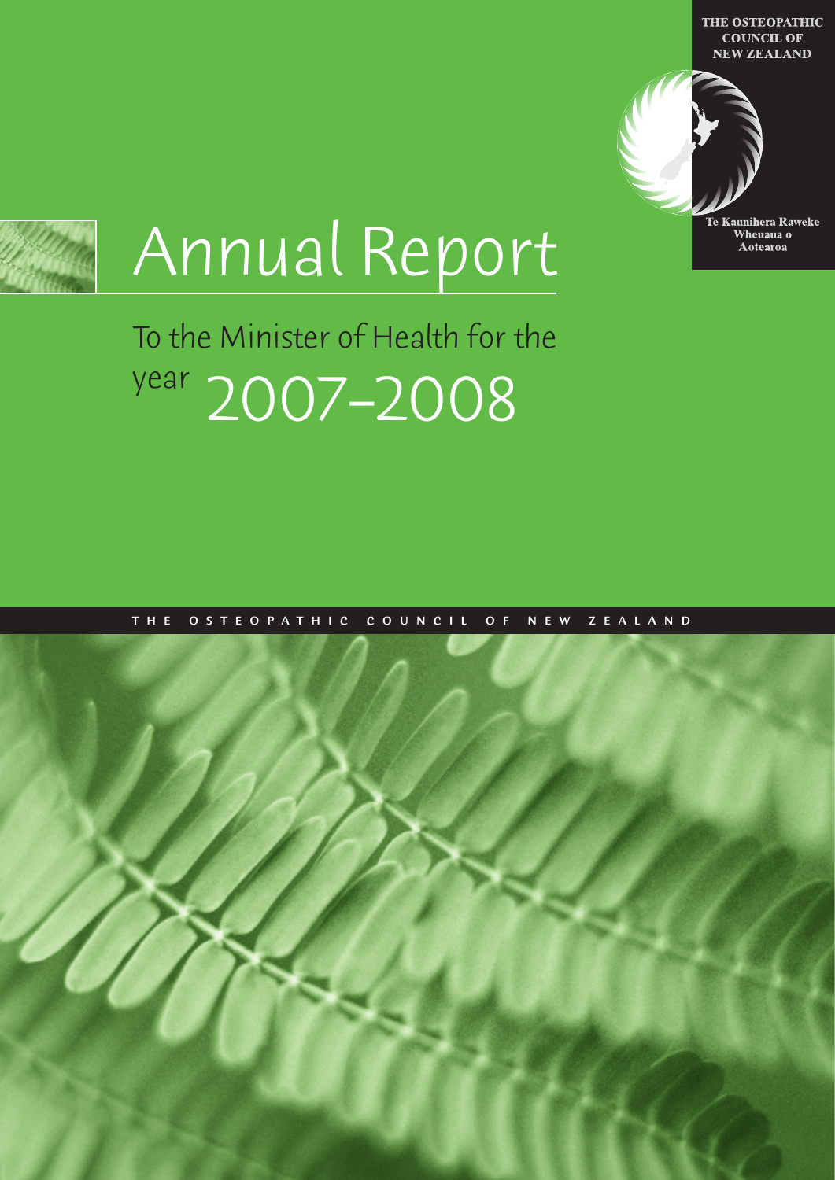THE OSTEOPATHIC COUNCIL OF NEW ZEALAND

Te Kaunihera Raweke Wheuaua o Aotearoa

# Annual Report

## To the Minister of Health for the year 2007–2008

THE OSTEOPATHIC COUNCIL OF NEW ZEALAND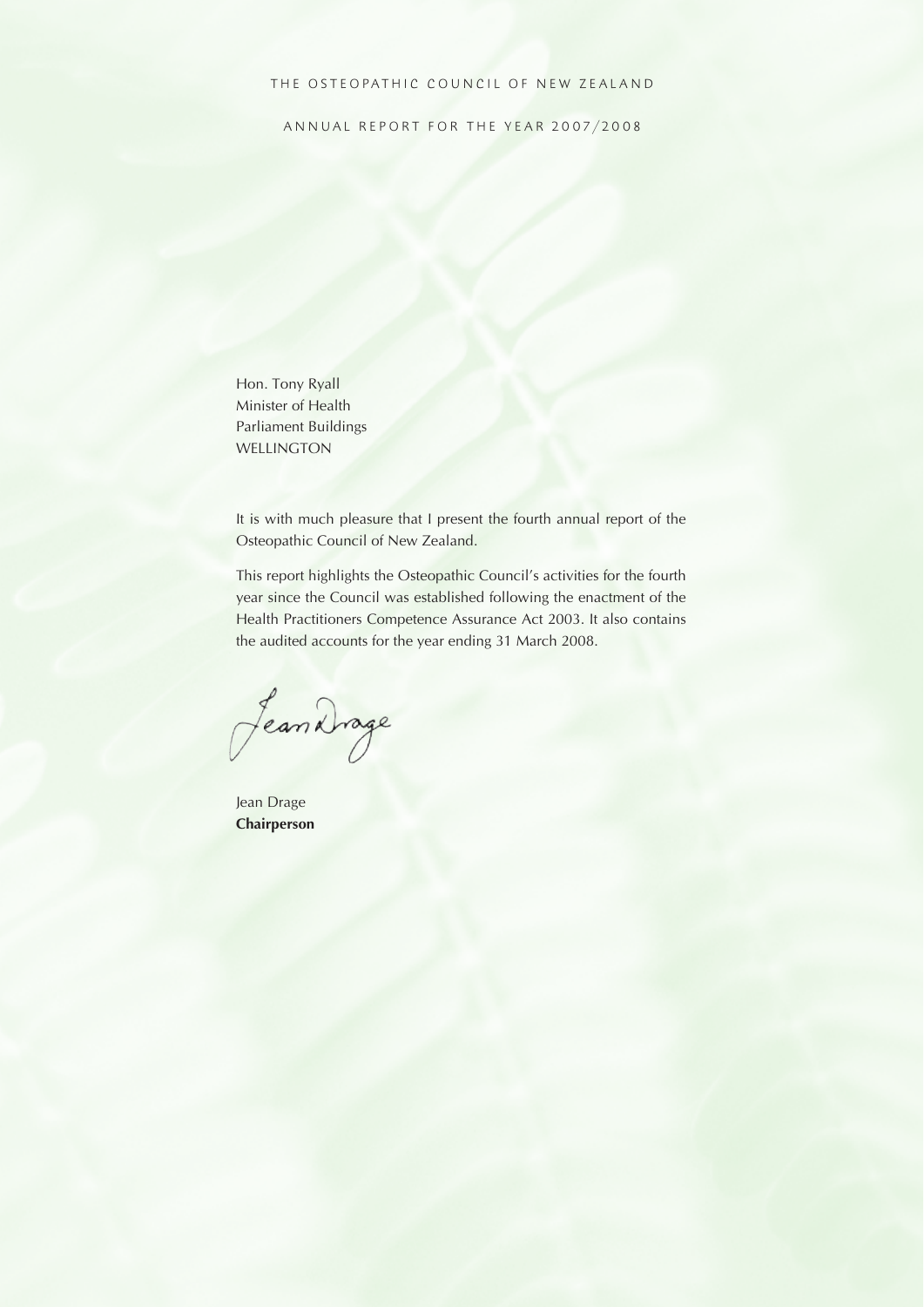THE OSTEOPATHIC COUNCIL OF NEW ZEALAND

ANNUAL REPORT FOR THE YEAR 2007/2008

Hon. Tony Ryall  
Minister of Health  
Parliament Buildings  
WELLINGTON

It is with much pleasure that I present the fourth annual report of the Osteopathic Council of New Zealand.

This report highlights the Osteopathic Council's activities for the fourth year since the Council was established following the enactment of the Health Practitioners Competence Assurance Act 2003. It also contains the audited accounts for the year ending 31 March 2008.

Jean Drage  
**Chairperson**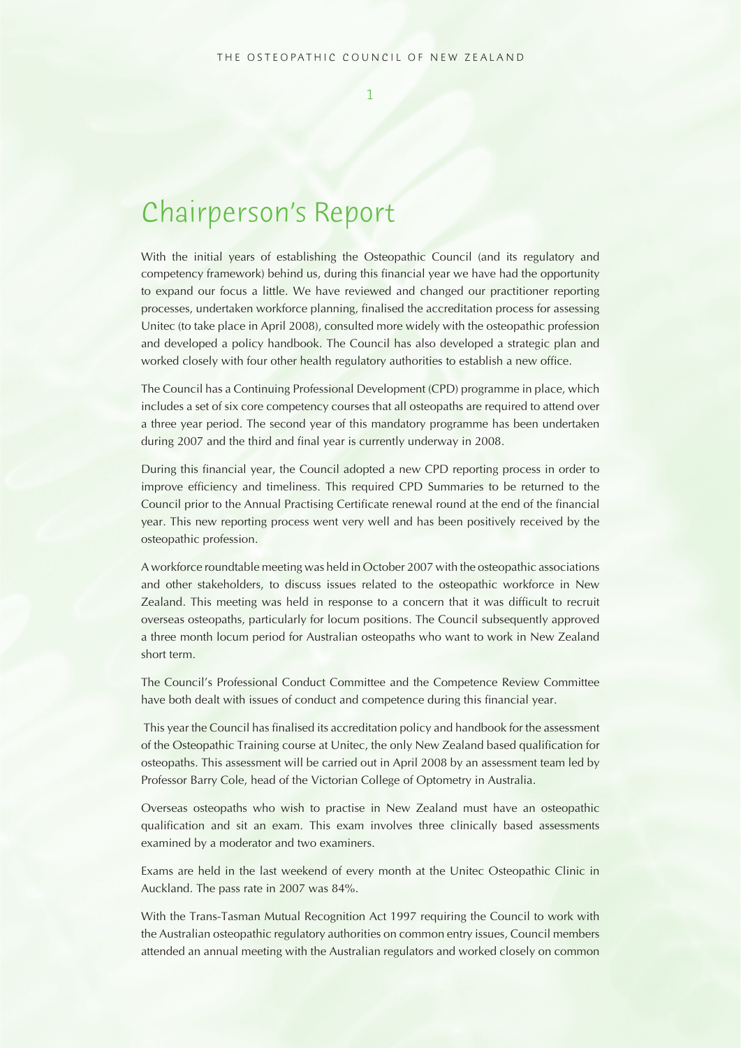# Chairperson's Report

With the initial years of establishing the Osteopathic Council (and its regulatory and competency framework) behind us, during this financial year we have had the opportunity to expand our focus a little. We have reviewed and changed our practitioner reporting processes, undertaken workforce planning, finalised the accreditation process for assessing Unitec (to take place in April 2008), consulted more widely with the osteopathic profession and developed a policy handbook. The Council has also developed a strategic plan and worked closely with four other health regulatory authorities to establish a new office.

The Council has a Continuing Professional Development (CPD) programme in place, which includes a set of six core competency courses that all osteopaths are required to attend over a three year period. The second year of this mandatory programme has been undertaken during 2007 and the third and final year is currently underway in 2008.

During this financial year, the Council adopted a new CPD reporting process in order to improve efficiency and timeliness. This required CPD Summaries to be returned to the Council prior to the Annual Practising Certificate renewal round at the end of the financial year. This new reporting process went very well and has been positively received by the osteopathic profession.

A workforce roundtable meeting was held in October 2007 with the osteopathic associations and other stakeholders, to discuss issues related to the osteopathic workforce in New Zealand. This meeting was held in response to a concern that it was difficult to recruit overseas osteopaths, particularly for locum positions. The Council subsequently approved a three month locum period for Australian osteopaths who want to work in New Zealand short term.

The Council's Professional Conduct Committee and the Competence Review Committee have both dealt with issues of conduct and competence during this financial year.

This year the Council has finalised its accreditation policy and handbook for the assessment of the Osteopathic Training course at Unitec, the only New Zealand based qualification for osteopaths. This assessment will be carried out in April 2008 by an assessment team led by Professor Barry Cole, head of the Victorian College of Optometry in Australia.

Overseas osteopaths who wish to practise in New Zealand must have an osteopathic qualification and sit an exam. This exam involves three clinically based assessments examined by a moderator and two examiners.

Exams are held in the last weekend of every month at the Unitec Osteopathic Clinic in Auckland. The pass rate in 2007 was 84%.

With the Trans-Tasman Mutual Recognition Act 1997 requiring the Council to work with the Australian osteopathic regulatory authorities on common entry issues, Council members attended an annual meeting with the Australian regulators and worked closely on common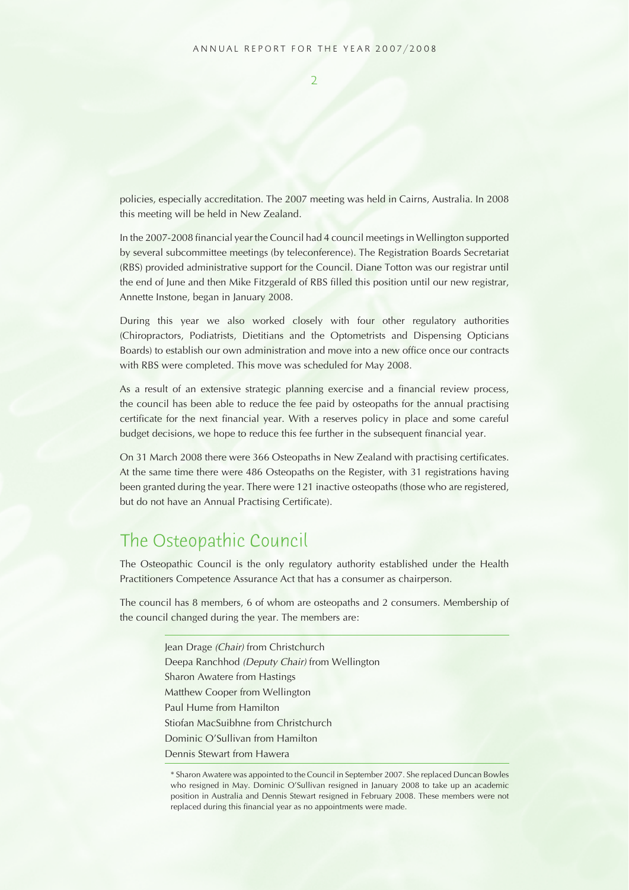policies, especially accreditation. The 2007 meeting was held in Cairns, Australia. In 2008 this meeting will be held in New Zealand.

In the 2007-2008 financial year the Council had 4 council meetings in Wellington supported by several subcommittee meetings (by teleconference). The Registration Boards Secretariat (RBS) provided administrative support for the Council. Diane Totton was our registrar until the end of June and then Mike Fitzgerald of RBS filled this position until our new registrar, Annette Instone, began in January 2008.

During this year we also worked closely with four other regulatory authorities (Chiropractors, Podiatrists, Dietitians and the Optometrists and Dispensing Opticians Boards) to establish our own administration and move into a new office once our contracts with RBS were completed. This move was scheduled for May 2008.

As a result of an extensive strategic planning exercise and a financial review process, the council has been able to reduce the fee paid by osteopaths for the annual practising certificate for the next financial year. With a reserves policy in place and some careful budget decisions, we hope to reduce this fee further in the subsequent financial year.

On 31 March 2008 there were 366 Osteopaths in New Zealand with practising certificates. At the same time there were 486 Osteopaths on the Register, with 31 registrations having been granted during the year. There were 121 inactive osteopaths (those who are registered, but do not have an Annual Practising Certificate).

## The Osteopathic Council

The Osteopathic Council is the only regulatory authority established under the Health Practitioners Competence Assurance Act that has a consumer as chairperson.

The council has 8 members, 6 of whom are osteopaths and 2 consumers. Membership of the council changed during the year. The members are:

Jean Drage *(Chair)* from Christchurch
Deepa Ranchhod *(Deputy Chair)* from Wellington
Sharon Awatere from Hastings
Matthew Cooper from Wellington
Paul Hume from Hamilton
Stiofan MacSuibhne from Christchurch
Dominic O'Sullivan from Hamilton
Dennis Stewart from Hawera

\* Sharon Awatere was appointed to the Council in September 2007. She replaced Duncan Bowles who resigned in May. Dominic O'Sullivan resigned in January 2008 to take up an academic position in Australia and Dennis Stewart resigned in February 2008. These members were not replaced during this financial year as no appointments were made.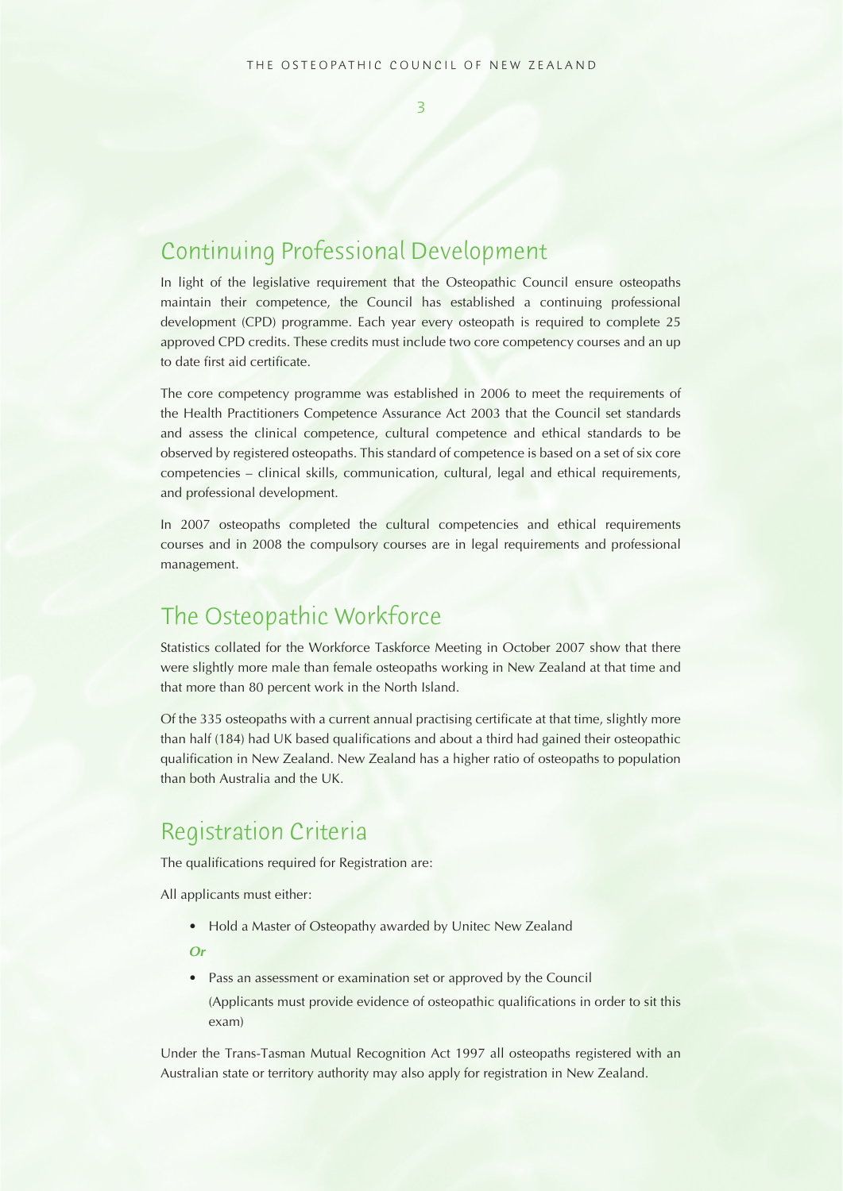## Continuing Professional Development

In light of the legislative requirement that the Osteopathic Council ensure osteopaths maintain their competence, the Council has established a continuing professional development (CPD) programme. Each year every osteopath is required to complete 25 approved CPD credits. These credits must include two core competency courses and an up to date first aid certificate.

The core competency programme was established in 2006 to meet the requirements of the Health Practitioners Competence Assurance Act 2003 that the Council set standards and assess the clinical competence, cultural competence and ethical standards to be observed by registered osteopaths. This standard of competence is based on a set of six core competencies – clinical skills, communication, cultural, legal and ethical requirements, and professional development.

In 2007 osteopaths completed the cultural competencies and ethical requirements courses and in 2008 the compulsory courses are in legal requirements and professional management.

## The Osteopathic Workforce

Statistics collated for the Workforce Taskforce Meeting in October 2007 show that there were slightly more male than female osteopaths working in New Zealand at that time and that more than 80 percent work in the North Island.

Of the 335 osteopaths with a current annual practising certificate at that time, slightly more than half (184) had UK based qualifications and about a third had gained their osteopathic qualification in New Zealand. New Zealand has a higher ratio of osteopaths to population than both Australia and the UK.

## Registration Criteria

The qualifications required for Registration are:

All applicants must either:

- Hold a Master of Osteopathy awarded by Unitec New Zealand

***Or***

- Pass an assessment or examination set or approved by the Council
  (Applicants must provide evidence of osteopathic qualifications in order to sit this exam)

Under the Trans-Tasman Mutual Recognition Act 1997 all osteopaths registered with an Australian state or territory authority may also apply for registration in New Zealand.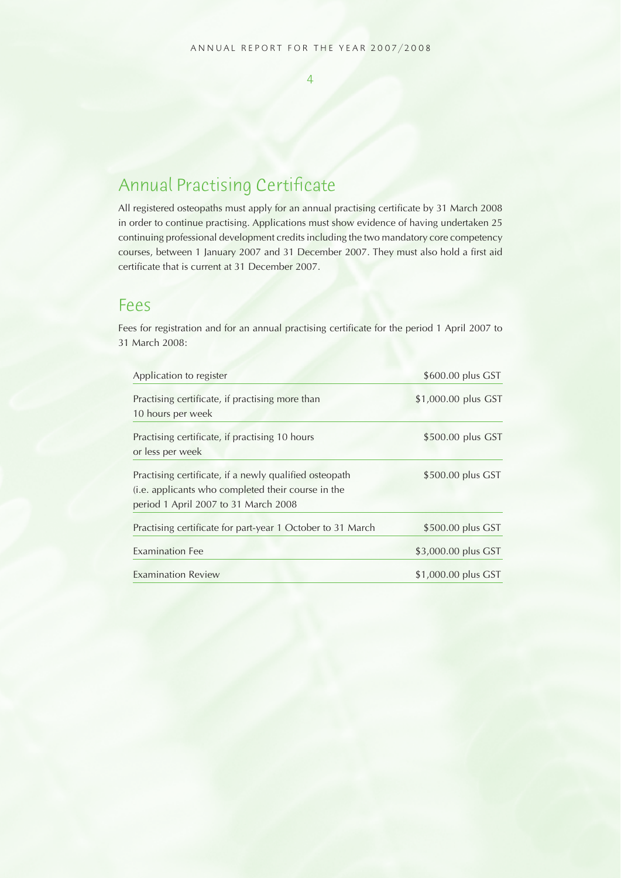## Annual Practising Certificate

All registered osteopaths must apply for an annual practising certificate by 31 March 2008 in order to continue practising. Applications must show evidence of having undertaken 25 continuing professional development credits including the two mandatory core competency courses, between 1 January 2007 and 31 December 2007. They must also hold a first aid certificate that is current at 31 December 2007.

## Fees

Fees for registration and for an annual practising certificate for the period 1 April 2007 to 31 March 2008:

| | |
|---|---|
| Application to register | $600.00 plus GST |
| Practising certificate, if practising more than 10 hours per week | $1,000.00 plus GST |
| Practising certificate, if practising 10 hours or less per week | $500.00 plus GST |
| Practising certificate, if a newly qualified osteopath (i.e. applicants who completed their course in the period 1 April 2007 to 31 March 2008 | $500.00 plus GST |
| Practising certificate for part-year 1 October to 31 March | $500.00 plus GST |
| Examination Fee | $3,000.00 plus GST |
| Examination Review | $1,000.00 plus GST |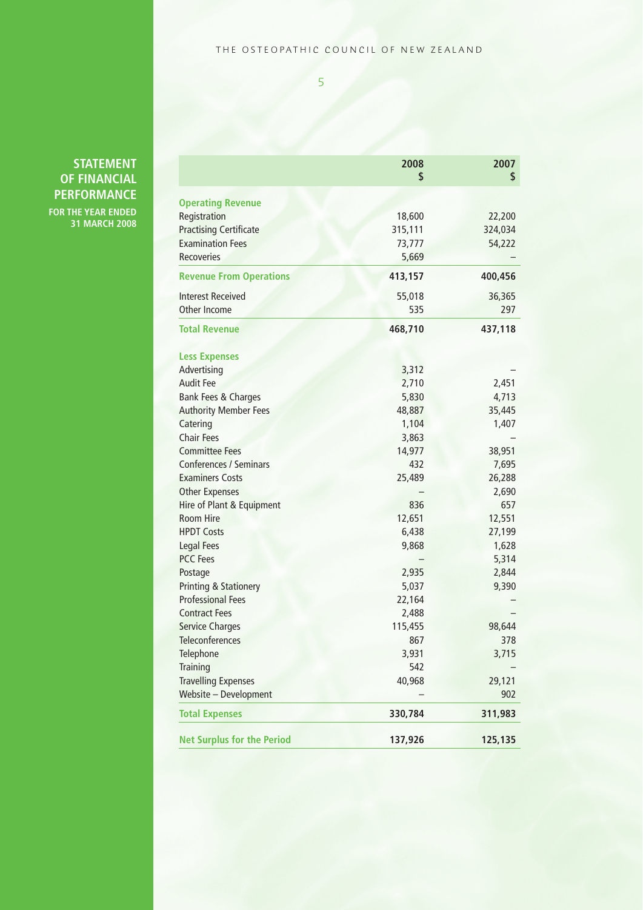# STATEMENT OF FINANCIAL PERFORMANCE

**FOR THE YEAR ENDED 31 MARCH 2008**

| | 2008<br>$ | 2007<br>$ |
|---|---:|---:|
| **Operating Revenue** | | |
| Registration | 18,600 | 22,200 |
| Practising Certificate | 315,111 | 324,034 |
| Examination Fees | 73,777 | 54,222 |
| Recoveries | 5,669 | – |
| **Revenue From Operations** | **413,157** | **400,456** |
| Interest Received | 55,018 | 36,365 |
| Other Income | 535 | 297 |
| **Total Revenue** | **468,710** | **437,118** |
| **Less Expenses** | | |
| Advertising | 3,312 | – |
| Audit Fee | 2,710 | 2,451 |
| Bank Fees & Charges | 5,830 | 4,713 |
| Authority Member Fees | 48,887 | 35,445 |
| Catering | 1,104 | 1,407 |
| Chair Fees | 3,863 | – |
| Committee Fees | 14,977 | 38,951 |
| Conferences / Seminars | 432 | 7,695 |
| Examiners Costs | 25,489 | 26,288 |
| Other Expenses | – | 2,690 |
| Hire of Plant & Equipment | 836 | 657 |
| Room Hire | 12,651 | 12,551 |
| HPDT Costs | 6,438 | 27,199 |
| Legal Fees | 9,868 | 1,628 |
| PCC Fees | – | 5,314 |
| Postage | 2,935 | 2,844 |
| Printing & Stationery | 5,037 | 9,390 |
| Professional Fees | 22,164 | – |
| Contract Fees | 2,488 | – |
| Service Charges | 115,455 | 98,644 |
| Teleconferences | 867 | 378 |
| Telephone | 3,931 | 3,715 |
| Training | 542 | – |
| Travelling Expenses | 40,968 | 29,121 |
| Website – Development | – | 902 |
| **Total Expenses** | **330,784** | **311,983** |
| **Net Surplus for the Period** | **137,926** | **125,135** |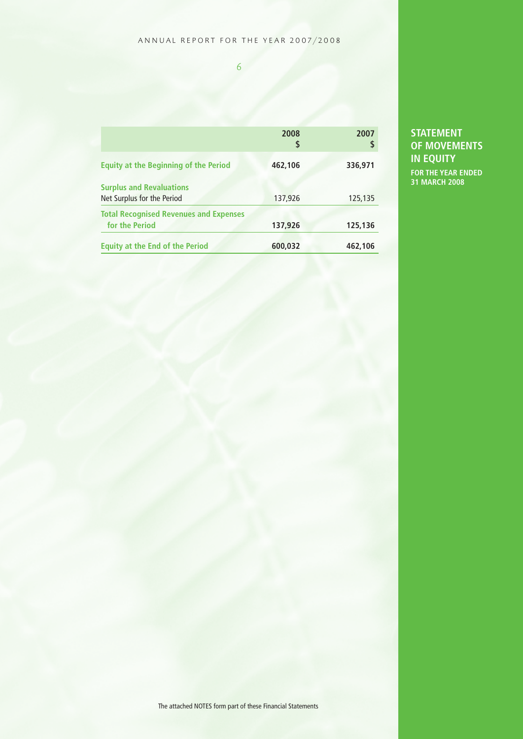## STATEMENT OF MOVEMENTS IN EQUITY

**FOR THE YEAR ENDED 31 MARCH 2008**

| | 2008<br>$ | 2007<br>$ |
|---|---|---|
| **Equity at the Beginning of the Period** | **462,106** | **336,971** |
| **Surplus and Revaluations** | | |
| Net Surplus for the Period | 137,926 | 125,135 |
| **Total Recognised Revenues and Expenses for the Period** | **137,926** | **125,136** |
| **Equity at the End of the Period** | **600,032** | **462,106** |

The attached NOTES form part of these Financial Statements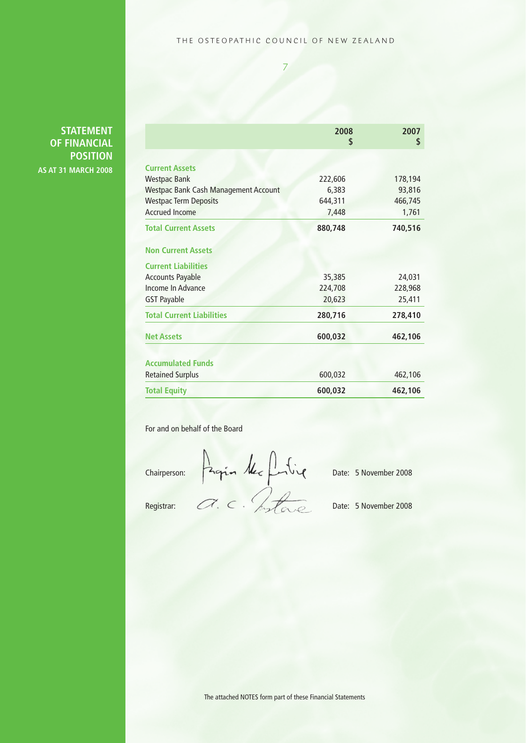# STATEMENT OF FINANCIAL POSITION

**AS AT 31 MARCH 2008**

| | 2008 $ | 2007 $ |
|---|---|---|
| **Current Assets** | | |
| Westpac Bank | 222,606 | 178,194 |
| Westpac Bank Cash Management Account | 6,383 | 93,816 |
| Westpac Term Deposits | 644,311 | 466,745 |
| Accrued Income | 7,448 | 1,761 |
| **Total Current Assets** | **880,748** | **740,516** |
| **Non Current Assets** | | |
| **Current Liabilities** | | |
| Accounts Payable | 35,385 | 24,031 |
| Income In Advance | 224,708 | 228,968 |
| GST Payable | 20,623 | 25,411 |
| **Total Current Liabilities** | **280,716** | **278,410** |
| **Net Assets** | **600,032** | **462,106** |
| **Accumulated Funds** | | |
| Retained Surplus | 600,032 | 462,106 |
| **Total Equity** | **600,032** | **462,106** |

For and on behalf of the Board

Chairperson: [signature] Date: 5 November 2008

Registrar: [signature] Date: 5 November 2008

The attached NOTES form part of these Financial Statements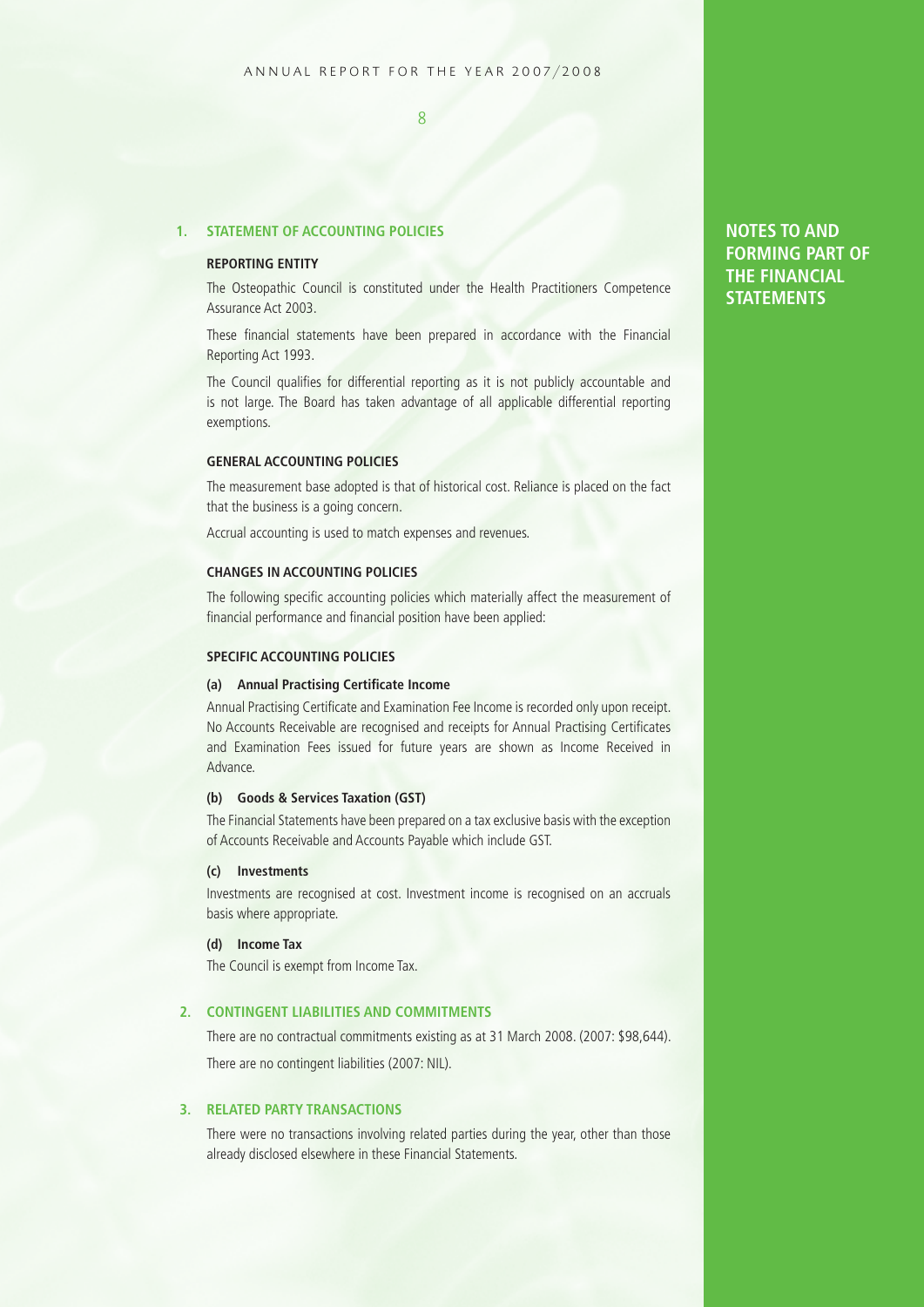# NOTES TO AND FORMING PART OF THE FINANCIAL STATEMENTS

## 1. STATEMENT OF ACCOUNTING POLICIES

### REPORTING ENTITY

The Osteopathic Council is constituted under the Health Practitioners Competence Assurance Act 2003.

These financial statements have been prepared in accordance with the Financial Reporting Act 1993.

The Council qualifies for differential reporting as it is not publicly accountable and is not large. The Board has taken advantage of all applicable differential reporting exemptions.

### GENERAL ACCOUNTING POLICIES

The measurement base adopted is that of historical cost. Reliance is placed on the fact that the business is a going concern.

Accrual accounting is used to match expenses and revenues.

### CHANGES IN ACCOUNTING POLICIES

The following specific accounting policies which materially affect the measurement of financial performance and financial position have been applied:

### SPECIFIC ACCOUNTING POLICIES

**(a) Annual Practising Certificate Income**

Annual Practising Certificate and Examination Fee Income is recorded only upon receipt. No Accounts Receivable are recognised and receipts for Annual Practising Certificates and Examination Fees issued for future years are shown as Income Received in Advance.

**(b) Goods & Services Taxation (GST)**

The Financial Statements have been prepared on a tax exclusive basis with the exception of Accounts Receivable and Accounts Payable which include GST.

**(c) Investments**

Investments are recognised at cost. Investment income is recognised on an accruals basis where appropriate.

**(d) Income Tax**

The Council is exempt from Income Tax.

## 2. CONTINGENT LIABILITIES AND COMMITMENTS

There are no contractual commitments existing as at 31 March 2008. (2007: $98,644).

There are no contingent liabilities (2007: NIL).

## 3. RELATED PARTY TRANSACTIONS

There were no transactions involving related parties during the year, other than those already disclosed elsewhere in these Financial Statements.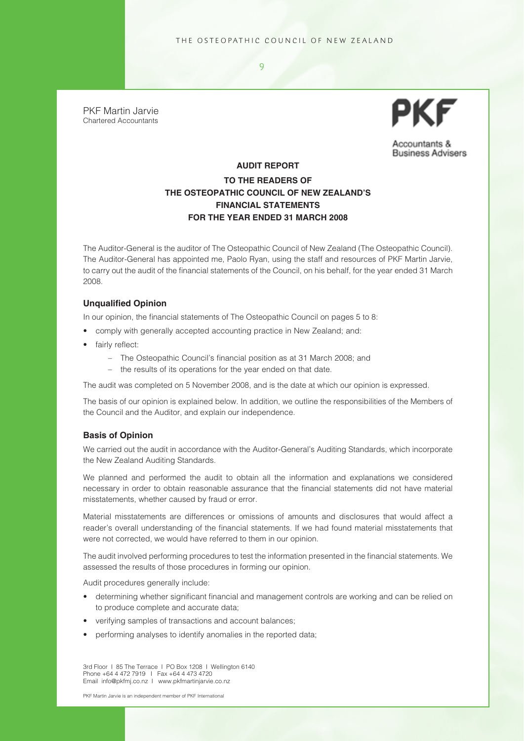PKF Martin Jarvie
Chartered Accountants

PKF
Accountants & Business Advisers

## AUDIT REPORT

## TO THE READERS OF THE OSTEOPATHIC COUNCIL OF NEW ZEALAND'S FINANCIAL STATEMENTS FOR THE YEAR ENDED 31 MARCH 2008

The Auditor-General is the auditor of The Osteopathic Council of New Zealand (The Osteopathic Council). The Auditor-General has appointed me, Paolo Ryan, using the staff and resources of PKF Martin Jarvie, to carry out the audit of the financial statements of the Council, on his behalf, for the year ended 31 March 2008.

### Unqualified Opinion

In our opinion, the financial statements of The Osteopathic Council on pages 5 to 8:

- comply with generally accepted accounting practice in New Zealand; and:
- fairly reflect:
  - The Osteopathic Council's financial position as at 31 March 2008; and
  - the results of its operations for the year ended on that date.

The audit was completed on 5 November 2008, and is the date at which our opinion is expressed.

The basis of our opinion is explained below. In addition, we outline the responsibilities of the Members of the Council and the Auditor, and explain our independence.

### Basis of Opinion

We carried out the audit in accordance with the Auditor-General's Auditing Standards, which incorporate the New Zealand Auditing Standards.

We planned and performed the audit to obtain all the information and explanations we considered necessary in order to obtain reasonable assurance that the financial statements did not have material misstatements, whether caused by fraud or error.

Material misstatements are differences or omissions of amounts and disclosures that would affect a reader's overall understanding of the financial statements. If we had found material misstatements that were not corrected, we would have referred to them in our opinion.

The audit involved performing procedures to test the information presented in the financial statements. We assessed the results of those procedures in forming our opinion.

Audit procedures generally include:

- determining whether significant financial and management controls are working and can be relied on to produce complete and accurate data;
- verifying samples of transactions and account balances;
- performing analyses to identify anomalies in the reported data;

3rd Floor | 85 The Terrace | PO Box 1208 | Wellington 6140
Phone +64 4 472 7919 | Fax +64 4 473 4720
Email info@pkfmj.co.nz | www.pkfmartinjarvie.co.nz

PKF Martin Jarvie is an independent member of PKF International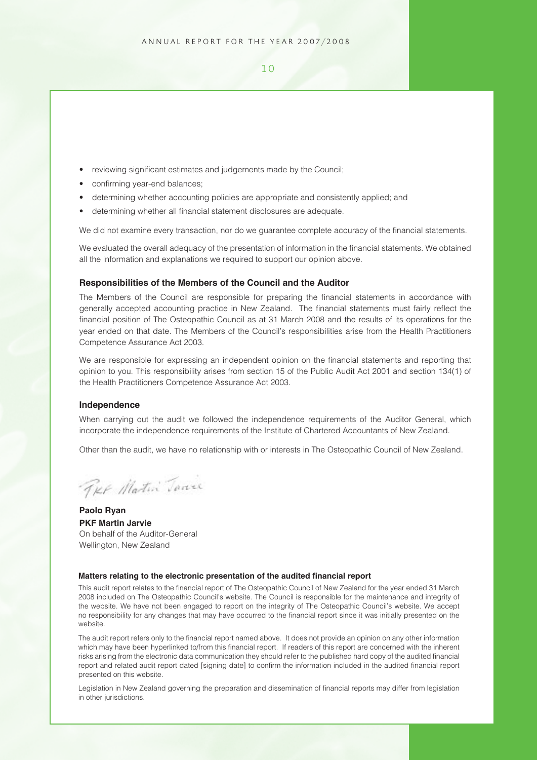- reviewing significant estimates and judgements made by the Council;
- confirming year-end balances;
- determining whether accounting policies are appropriate and consistently applied; and
- determining whether all financial statement disclosures are adequate.

We did not examine every transaction, nor do we guarantee complete accuracy of the financial statements.

We evaluated the overall adequacy of the presentation of information in the financial statements. We obtained all the information and explanations we required to support our opinion above.

### Responsibilities of the Members of the Council and the Auditor

The Members of the Council are responsible for preparing the financial statements in accordance with generally accepted accounting practice in New Zealand. The financial statements must fairly reflect the financial position of The Osteopathic Council as at 31 March 2008 and the results of its operations for the year ended on that date. The Members of the Council's responsibilities arise from the Health Practitioners Competence Assurance Act 2003.

We are responsible for expressing an independent opinion on the financial statements and reporting that opinion to you. This responsibility arises from section 15 of the Public Audit Act 2001 and section 134(1) of the Health Practitioners Competence Assurance Act 2003.

### Independence

When carrying out the audit we followed the independence requirements of the Auditor General, which incorporate the independence requirements of the Institute of Chartered Accountants of New Zealand.

Other than the audit, we have no relationship with or interests in The Osteopathic Council of New Zealand.

PKF Martin Jarvie

**Paolo Ryan**
**PKF Martin Jarvie**
On behalf of the Auditor-General
Wellington, New Zealand

#### Matters relating to the electronic presentation of the audited financial report

This audit report relates to the financial report of The Osteopathic Council of New Zealand for the year ended 31 March 2008 included on The Osteopathic Council's website. The Council is responsible for the maintenance and integrity of the website. We have not been engaged to report on the integrity of The Osteopathic Council's website. We accept no responsibility for any changes that may have occurred to the financial report since it was initially presented on the website.

The audit report refers only to the financial report named above. It does not provide an opinion on any other information which may have been hyperlinked to/from this financial report. If readers of this report are concerned with the inherent risks arising from the electronic data communication they should refer to the published hard copy of the audited financial report and related audit report dated [signing date] to confirm the information included in the audited financial report presented on this website.

Legislation in New Zealand governing the preparation and dissemination of financial reports may differ from legislation in other jurisdictions.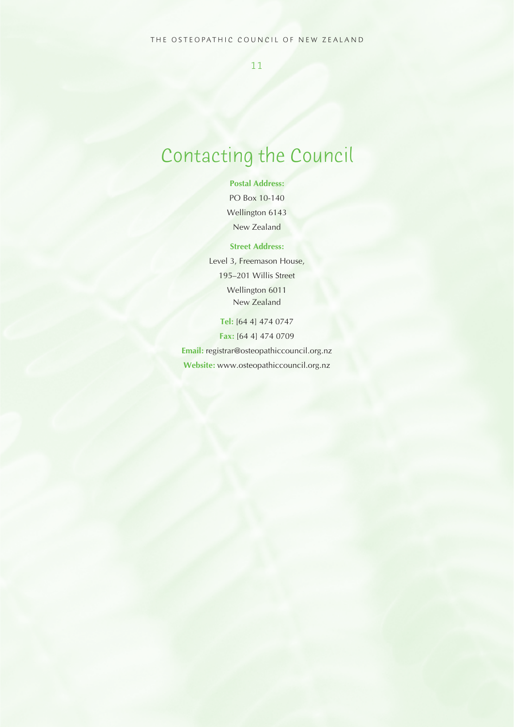# Contacting the Council

**Postal Address:**

PO Box 10-140

Wellington 6143

New Zealand

**Street Address:**

Level 3, Freemason House,

195–201 Willis Street

Wellington 6011

New Zealand

**Tel:** [64 4] 474 0747

**Fax:** [64 4] 474 0709

**Email:** registrar@osteopathiccouncil.org.nz

**Website:** www.osteopathiccouncil.org.nz